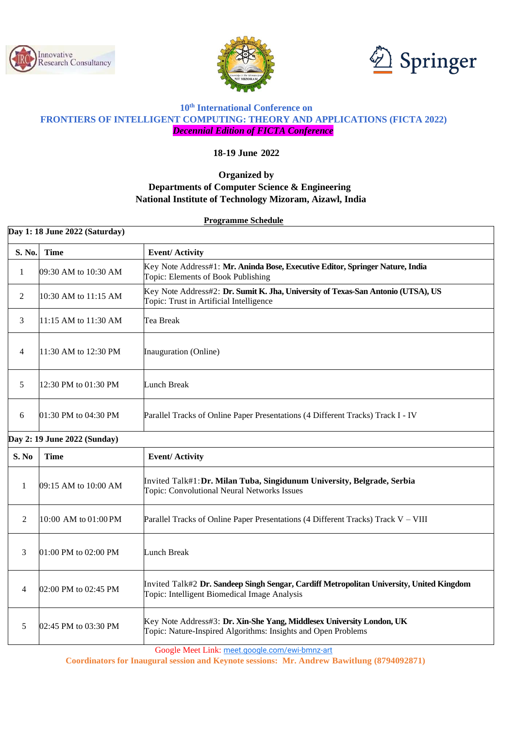10th International Conference on

# FRONTIERS OF INTELLIGENT COMPUTING: THEORY AND APPLICATIONS (FICTA 2022)

***Decennial Edition of FICTA Conference***

**18-19 June 2022**

**Organized by**
**Departments of Computer Science & Engineering**
**National Institute of Technology Mizoram, Aizawl, India**

**Programme Schedule**

**Day 1: 18 June 2022 (Saturday)**

| S. No. | Time | Event/ Activity |
|---|---|---|
| 1 | 09:30 AM to 10:30 AM | Key Note Address#1: **Mr. Aninda Bose, Executive Editor, Springer Nature, India** Topic: Elements of Book Publishing |
| 2 | 10:30 AM to 11:15 AM | Key Note Address#2: **Dr. Sumit K. Jha, University of Texas-San Antonio (UTSA), US** Topic: Trust in Artificial Intelligence |
| 3 | 11:15 AM to 11:30 AM | Tea Break |
| 4 | 11:30 AM to 12:30 PM | Inauguration (Online) |
| 5 | 12:30 PM to 01:30 PM | Lunch Break |
| 6 | 01:30 PM to 04:30 PM | Parallel Tracks of Online Paper Presentations (4 Different Tracks) Track I - IV |

**Day 2: 19 June 2022 (Sunday)**

| S. No | Time | Event/ Activity |
|---|---|---|
| 1 | 09:15 AM to 10:00 AM | Invited Talk#1:**Dr. Milan Tuba, Singidunum University, Belgrade, Serbia** Topic: Convolutional Neural Networks Issues |
| 2 | 10:00 AM to 01:00 PM | Parallel Tracks of Online Paper Presentations (4 Different Tracks) Track V – VIII |
| 3 | 01:00 PM to 02:00 PM | Lunch Break |
| 4 | 02:00 PM to 02:45 PM | Invited Talk#2 **Dr. Sandeep Singh Sengar, Cardiff Metropolitan University, United Kingdom** Topic: Intelligent Biomedical Image Analysis |
| 5 | 02:45 PM to 03:30 PM | Key Note Address#3: **Dr. Xin-She Yang, Middlesex University London, UK** Topic: Nature-Inspired Algorithms: Insights and Open Problems |

Google Meet Link: meet.google.com/ewi-bmnz-art

**Coordinators for Inaugural session and Keynote sessions: Mr. Andrew Bawitlung (8794092871)**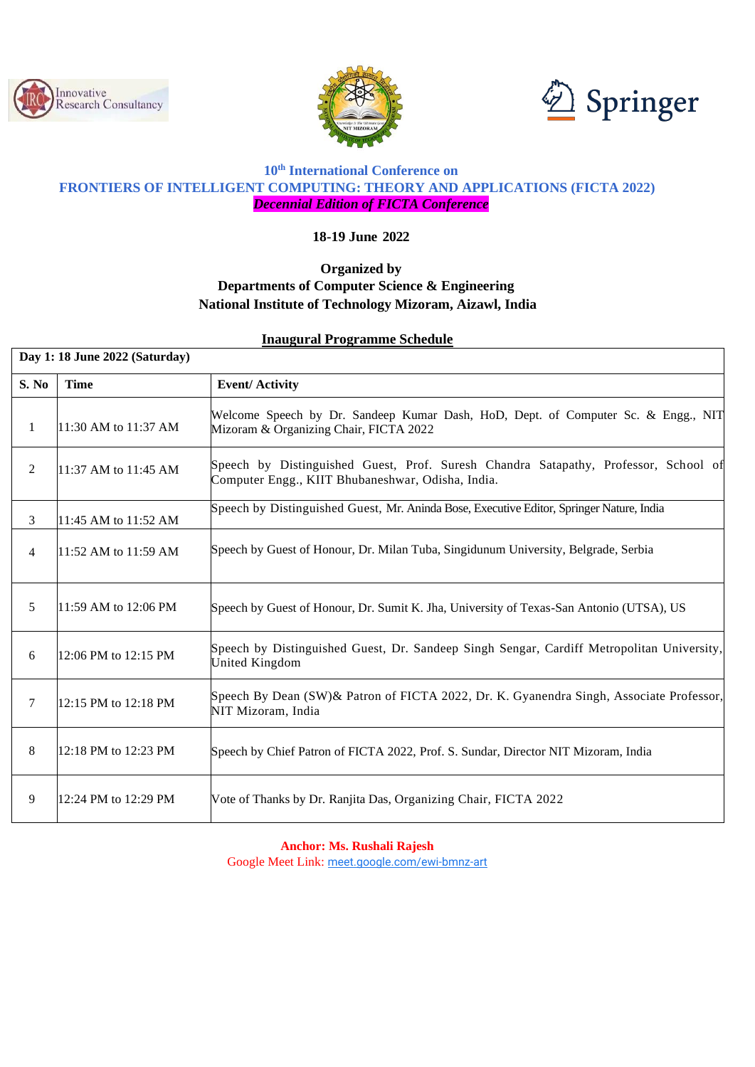## 10th International Conference on

## FRONTIERS OF INTELLIGENT COMPUTING: THEORY AND APPLICATIONS (FICTA 2022)

***Decennial Edition of FICTA Conference***

**18-19 June 2022**

**Organized by**
**Departments of Computer Science & Engineering**
**National Institute of Technology Mizoram, Aizawl, India**

### Inaugural Programme Schedule

| **Day 1: 18 June 2022 (Saturday)** | | |
|---|---|---|
| **S. No** | **Time** | **Event/ Activity** |
| 1 | 11:30 AM to 11:37 AM | Welcome Speech by Dr. Sandeep Kumar Dash, HoD, Dept. of Computer Sc. & Engg., NIT Mizoram & Organizing Chair, FICTA 2022 |
| 2 | 11:37 AM to 11:45 AM | Speech by Distinguished Guest, Prof. Suresh Chandra Satapathy, Professor, School of Computer Engg., KIIT Bhubaneshwar, Odisha, India. |
| 3 | 11:45 AM to 11:52 AM | Speech by Distinguished Guest, Mr. Aninda Bose, Executive Editor, Springer Nature, India |
| 4 | 11:52 AM to 11:59 AM | Speech by Guest of Honour, Dr. Milan Tuba, Singidunum University, Belgrade, Serbia |
| 5 | 11:59 AM to 12:06 PM | Speech by Guest of Honour, Dr. Sumit K. Jha, University of Texas-San Antonio (UTSA), US |
| 6 | 12:06 PM to 12:15 PM | Speech by Distinguished Guest, Dr. Sandeep Singh Sengar, Cardiff Metropolitan University, United Kingdom |
| 7 | 12:15 PM to 12:18 PM | Speech By Dean (SW)& Patron of FICTA 2022, Dr. K. Gyanendra Singh, Associate Professor, NIT Mizoram, India |
| 8 | 12:18 PM to 12:23 PM | Speech by Chief Patron of FICTA 2022, Prof. S. Sundar, Director NIT Mizoram, India |
| 9 | 12:24 PM to 12:29 PM | Vote of Thanks by Dr. Ranjita Das, Organizing Chair, FICTA 2022 |

**Anchor: Ms. Rushali Rajesh**

Google Meet Link: meet.google.com/ewi-bmnz-art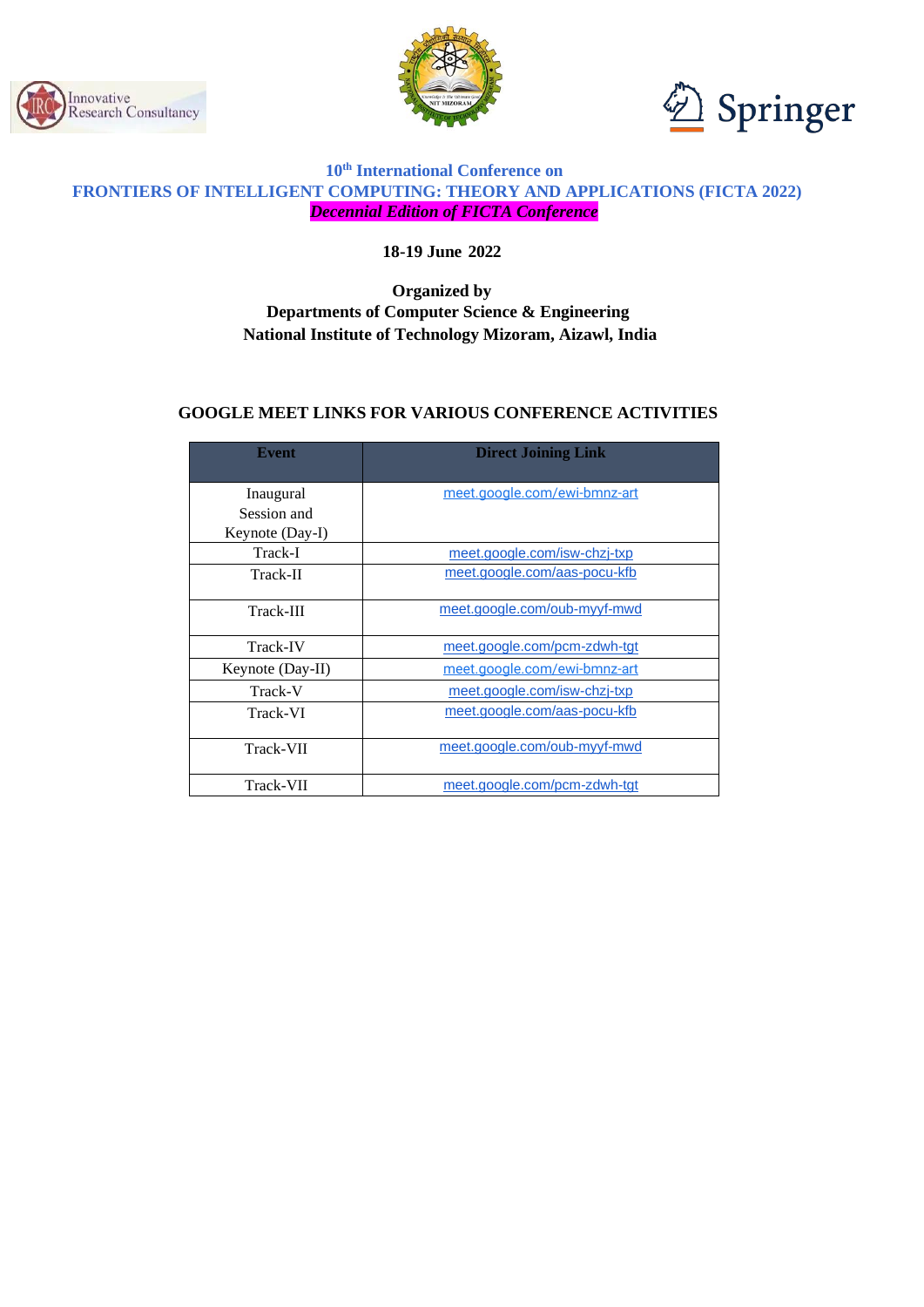## 10th International Conference on

## FRONTIERS OF INTELLIGENT COMPUTING: THEORY AND APPLICATIONS (FICTA 2022)

***Decennial Edition of FICTA Conference***

**18-19 June 2022**

**Organized by**
**Departments of Computer Science & Engineering**
**National Institute of Technology Mizoram, Aizawl, India**

### GOOGLE MEET LINKS FOR VARIOUS CONFERENCE ACTIVITIES

| Event | Direct Joining Link |
|---|---|
| Inaugural Session and Keynote (Day-I) | meet.google.com/ewi-bmnz-art |
| Track-I | meet.google.com/isw-chzj-txp |
| Track-II | meet.google.com/aas-pocu-kfb |
| Track-III | meet.google.com/oub-myyf-mwd |
| Track-IV | meet.google.com/pcm-zdwh-tgt |
| Keynote (Day-II) | meet.google.com/ewi-bmnz-art |
| Track-V | meet.google.com/isw-chzj-txp |
| Track-VI | meet.google.com/aas-pocu-kfb |
| Track-VII | meet.google.com/oub-myyf-mwd |
| Track-VII | meet.google.com/pcm-zdwh-tgt |